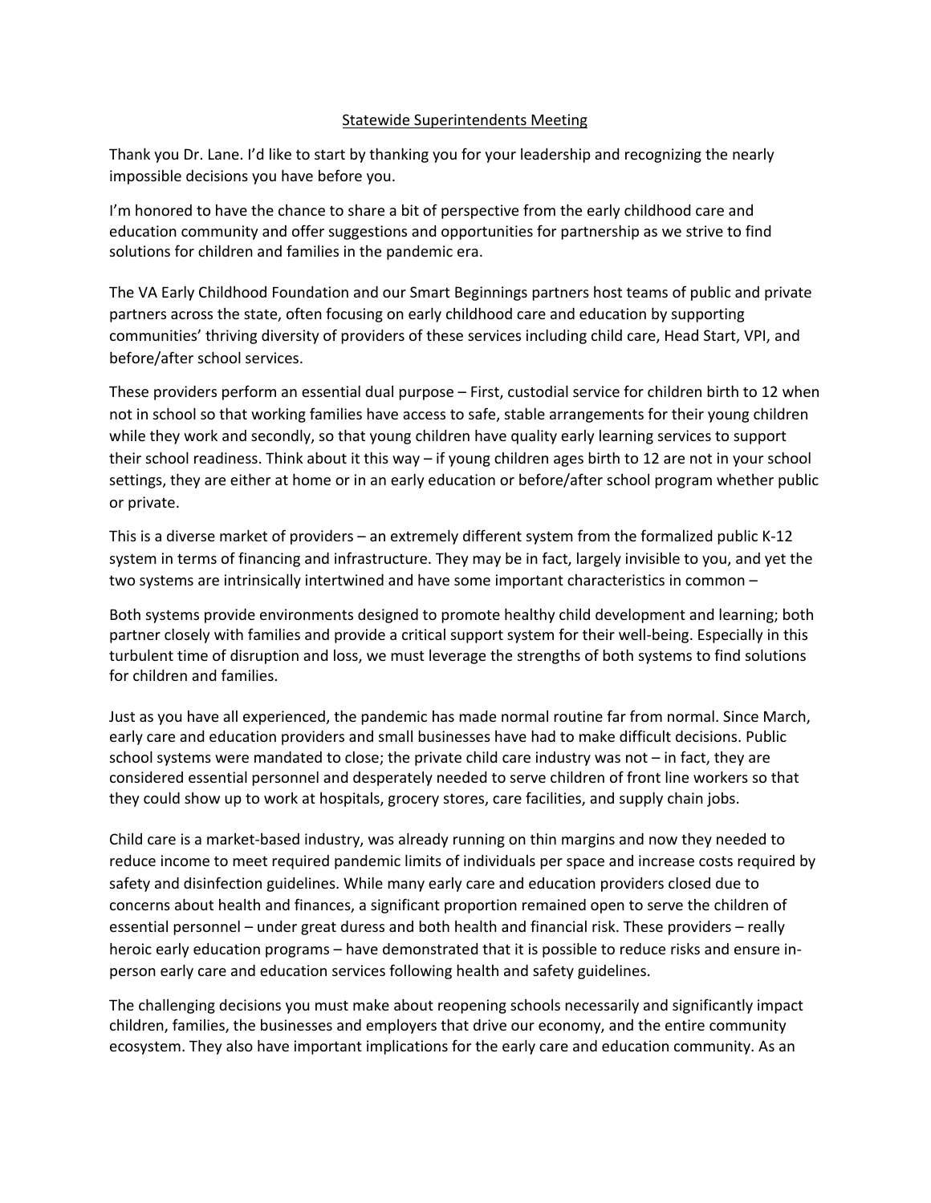# Statewide Superintendents Meeting

Thank you Dr. Lane. I'd like to start by thanking you for your leadership and recognizing the nearly impossible decisions you have before you.

I'm honored to have the chance to share a bit of perspective from the early childhood care and education community and offer suggestions and opportunities for partnership as we strive to find solutions for children and families in the pandemic era.

The VA Early Childhood Foundation and our Smart Beginnings partners host teams of public and private partners across the state, often focusing on early childhood care and education by supporting communities' thriving diversity of providers of these services including child care, Head Start, VPI, and before/after school services.

These providers perform an essential dual purpose – First, custodial service for children birth to 12 when not in school so that working families have access to safe, stable arrangements for their young children while they work and secondly, so that young children have quality early learning services to support their school readiness. Think about it this way – if young children ages birth to 12 are not in your school settings, they are either at home or in an early education or before/after school program whether public or private.

This is a diverse market of providers – an extremely different system from the formalized public K-12 system in terms of financing and infrastructure. They may be in fact, largely invisible to you, and yet the two systems are intrinsically intertwined and have some important characteristics in common –

Both systems provide environments designed to promote healthy child development and learning; both partner closely with families and provide a critical support system for their well-being. Especially in this turbulent time of disruption and loss, we must leverage the strengths of both systems to find solutions for children and families.

Just as you have all experienced, the pandemic has made normal routine far from normal. Since March, early care and education providers and small businesses have had to make difficult decisions. Public school systems were mandated to close; the private child care industry was not – in fact, they are considered essential personnel and desperately needed to serve children of front line workers so that they could show up to work at hospitals, grocery stores, care facilities, and supply chain jobs.

Child care is a market-based industry, was already running on thin margins and now they needed to reduce income to meet required pandemic limits of individuals per space and increase costs required by safety and disinfection guidelines. While many early care and education providers closed due to concerns about health and finances, a significant proportion remained open to serve the children of essential personnel – under great duress and both health and financial risk. These providers – really heroic early education programs – have demonstrated that it is possible to reduce risks and ensure in-person early care and education services following health and safety guidelines.

The challenging decisions you must make about reopening schools necessarily and significantly impact children, families, the businesses and employers that drive our economy, and the entire community ecosystem. They also have important implications for the early care and education community. As an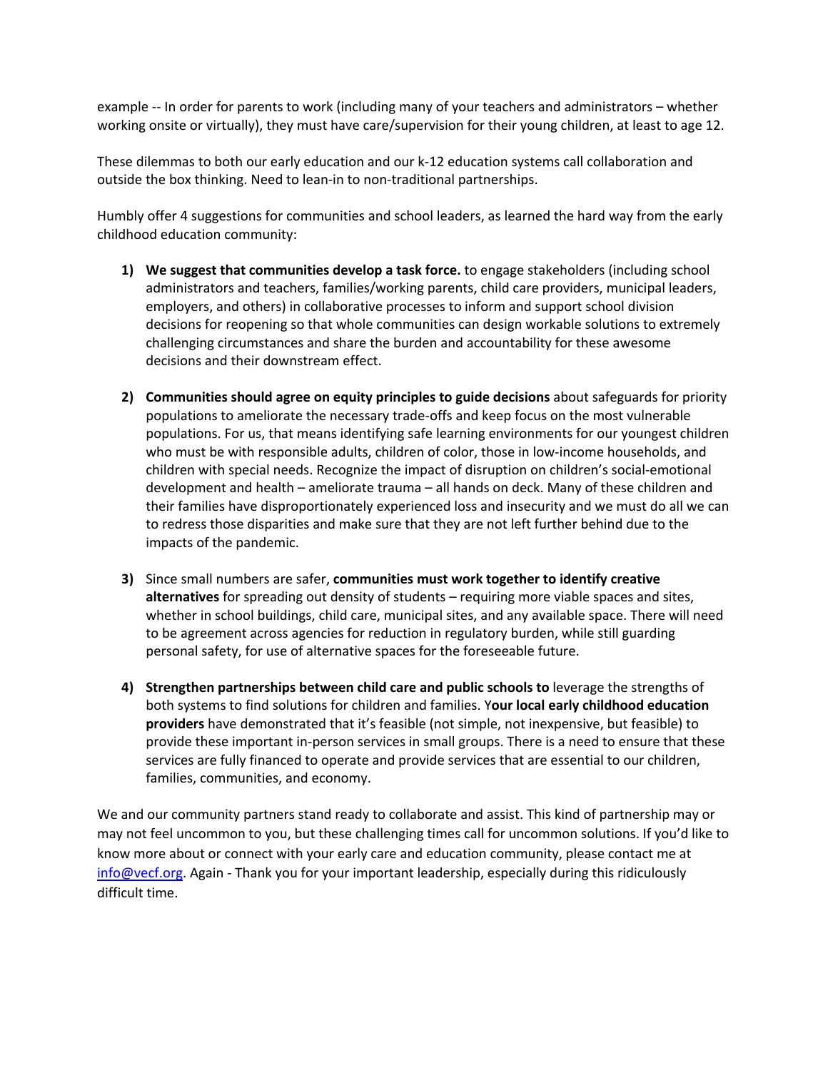example -- In order for parents to work (including many of your teachers and administrators – whether working onsite or virtually), they must have care/supervision for their young children, at least to age 12.

These dilemmas to both our early education and our k-12 education systems call collaboration and outside the box thinking. Need to lean-in to non-traditional partnerships.

Humbly offer 4 suggestions for communities and school leaders, as learned the hard way from the early childhood education community:

1) **We suggest that communities develop a task force.** to engage stakeholders (including school administrators and teachers, families/working parents, child care providers, municipal leaders, employers, and others) in collaborative processes to inform and support school division decisions for reopening so that whole communities can design workable solutions to extremely challenging circumstances and share the burden and accountability for these awesome decisions and their downstream effect.

2) **Communities should agree on equity principles to guide decisions** about safeguards for priority populations to ameliorate the necessary trade-offs and keep focus on the most vulnerable populations. For us, that means identifying safe learning environments for our youngest children who must be with responsible adults, children of color, those in low-income households, and children with special needs. Recognize the impact of disruption on children's social-emotional development and health – ameliorate trauma – all hands on deck. Many of these children and their families have disproportionately experienced loss and insecurity and we must do all we can to redress those disparities and make sure that they are not left further behind due to the impacts of the pandemic.

3) Since small numbers are safer, **communities must work together to identify creative alternatives** for spreading out density of students – requiring more viable spaces and sites, whether in school buildings, child care, municipal sites, and any available space. There will need to be agreement across agencies for reduction in regulatory burden, while still guarding personal safety, for use of alternative spaces for the foreseeable future.

4) **Strengthen partnerships between child care and public schools to** leverage the strengths of both systems to find solutions for children and families. Y**our local early childhood education providers** have demonstrated that it's feasible (not simple, not inexpensive, but feasible) to provide these important in-person services in small groups. There is a need to ensure that these services are fully financed to operate and provide services that are essential to our children, families, communities, and economy.

We and our community partners stand ready to collaborate and assist. This kind of partnership may or may not feel uncommon to you, but these challenging times call for uncommon solutions. If you'd like to know more about or connect with your early care and education community, please contact me at info@vecf.org. Again - Thank you for your important leadership, especially during this ridiculously difficult time.